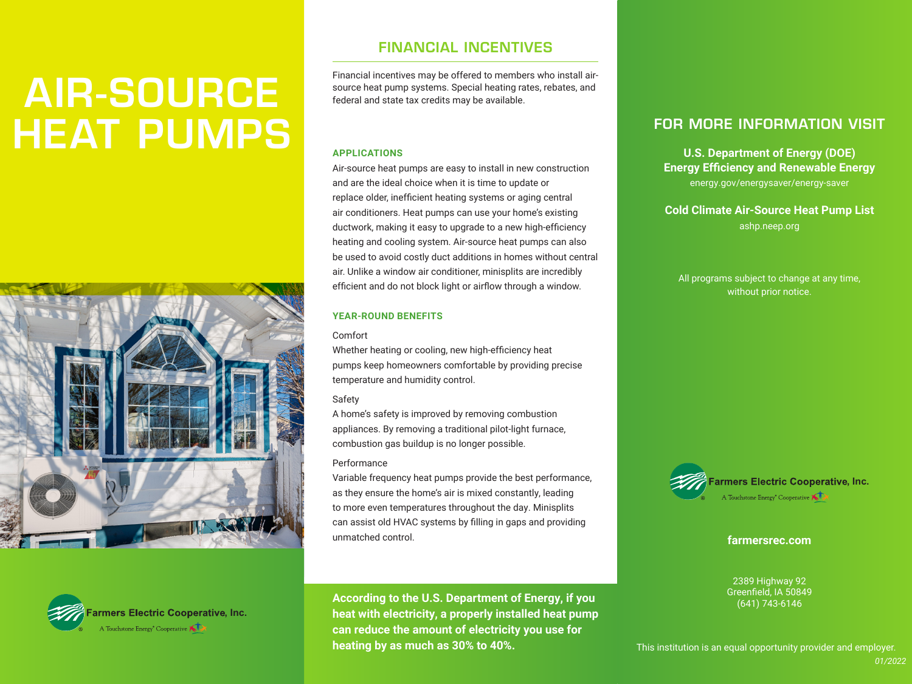# AIR-SOURCE HEAT PUMPS

Farmers Electric Cooperative, Inc.
A Touchstone Energy® Cooperative

## FINANCIAL INCENTIVES

Financial incentives may be offered to members who install air-source heat pump systems. Special heating rates, rebates, and federal and state tax credits may be available.

### APPLICATIONS

Air-source heat pumps are easy to install in new construction and are the ideal choice when it is time to update or replace older, inefficient heating systems or aging central air conditioners. Heat pumps can use your home's existing ductwork, making it easy to upgrade to a new high-efficiency heating and cooling system. Air-source heat pumps can also be used to avoid costly duct additions in homes without central air. Unlike a window air conditioner, minisplits are incredibly efficient and do not block light or airflow through a window.

### YEAR-ROUND BENEFITS

Comfort

Whether heating or cooling, new high-efficiency heat pumps keep homeowners comfortable by providing precise temperature and humidity control.

Safety

A home's safety is improved by removing combustion appliances. By removing a traditional pilot-light furnace, combustion gas buildup is no longer possible.

Performance

Variable frequency heat pumps provide the best performance, as they ensure the home's air is mixed constantly, leading to more even temperatures throughout the day. Minisplits can assist old HVAC systems by filling in gaps and providing unmatched control.

**According to the U.S. Department of Energy, if you heat with electricity, a properly installed heat pump can reduce the amount of electricity you use for heating by as much as 30% to 40%.**

## FOR MORE INFORMATION VISIT

**U.S. Department of Energy (DOE) Energy Efficiency and Renewable Energy**
energy.gov/energysaver/energy-saver

**Cold Climate Air-Source Heat Pump List**
ashp.neep.org

All programs subject to change at any time, without prior notice.

Farmers Electric Cooperative, Inc.
A Touchstone Energy® Cooperative

**farmersrec.com**

2389 Highway 92
Greenfield, IA 50849
(641) 743-6146

This institution is an equal opportunity provider and employer.

*01/2022*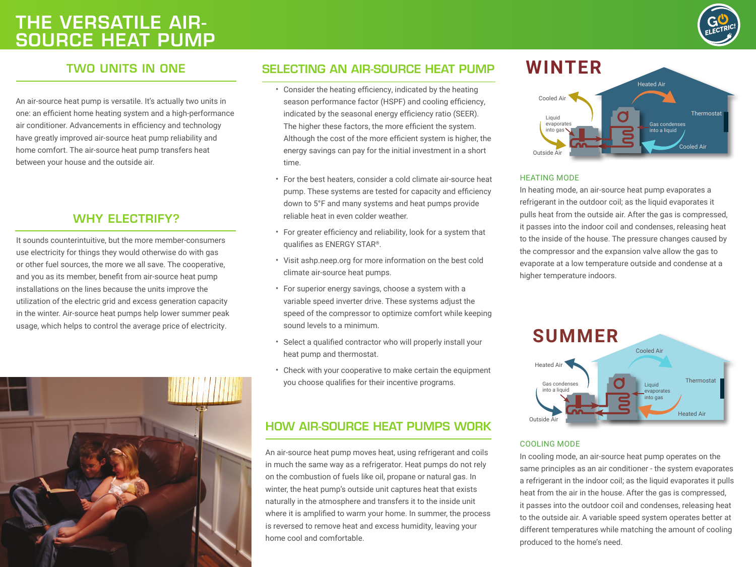# THE VERSATILE AIR-SOURCE HEAT PUMP

## TWO UNITS IN ONE

An air-source heat pump is versatile. It's actually two units in one: an efficient home heating system and a high-performance air conditioner. Advancements in efficiency and technology have greatly improved air-source heat pump reliability and home comfort. The air-source heat pump transfers heat between your house and the outside air.

## WHY ELECTRIFY?

It sounds counterintuitive, but the more member-consumers use electricity for things they would otherwise do with gas or other fuel sources, the more we all save. The cooperative, and you as its member, benefit from air-source heat pump installations on the lines because the units improve the utilization of the electric grid and excess generation capacity in the winter. Air-source heat pumps help lower summer peak usage, which helps to control the average price of electricity.

## SELECTING AN AIR-SOURCE HEAT PUMP

- Consider the heating efficiency, indicated by the heating season performance factor (HSPF) and cooling efficiency, indicated by the seasonal energy efficiency ratio (SEER). The higher these factors, the more efficient the system. Although the cost of the more efficient system is higher, the energy savings can pay for the initial investment in a short time.
- For the best heaters, consider a cold climate air-source heat pump. These systems are tested for capacity and efficiency down to 5°F and many systems and heat pumps provide reliable heat in even colder weather.
- For greater efficiency and reliability, look for a system that qualifies as ENERGY STAR®.
- Visit ashp.neep.org for more information on the best cold climate air-source heat pumps.
- For superior energy savings, choose a system with a variable speed inverter drive. These systems adjust the speed of the compressor to optimize comfort while keeping sound levels to a minimum.
- Select a qualified contractor who will properly install your heat pump and thermostat.
- Check with your cooperative to make certain the equipment you choose qualifies for their incentive programs.

## HOW AIR-SOURCE HEAT PUMPS WORK

An air-source heat pump moves heat, using refrigerant and coils in much the same way as a refrigerator. Heat pumps do not rely on the combustion of fuels like oil, propane or natural gas. In winter, the heat pump's outside unit captures heat that exists naturally in the atmosphere and transfers it to the inside unit where it is amplified to warm your home. In summer, the process is reversed to remove heat and excess humidity, leaving your home cool and comfortable.

## WINTER

Cooled Air
Liquid evaporates into gas
Outside Air
Heated Air
Gas condenses into a liquid
Thermostat
Cooled Air

### HEATING MODE

In heating mode, an air-source heat pump evaporates a refrigerant in the outdoor coil; as the liquid evaporates it pulls heat from the outside air. After the gas is compressed, it passes into the indoor coil and condenses, releasing heat to the inside of the house. The pressure changes caused by the compressor and the expansion valve allow the gas to evaporate at a low temperature outside and condense at a higher temperature indoors.

## SUMMER

Heated Air
Gas condenses into a liquid
Outside Air
Cooled Air
Liquid evaporates into gas
Thermostat
Heated Air

### COOLING MODE

In cooling mode, an air-source heat pump operates on the same principles as an air conditioner - the system evaporates a refrigerant in the indoor coil; as the liquid evaporates it pulls heat from the air in the house. After the gas is compressed, it passes into the outdoor coil and condenses, releasing heat to the outside air. A variable speed system operates better at different temperatures while matching the amount of cooling produced to the home's need.